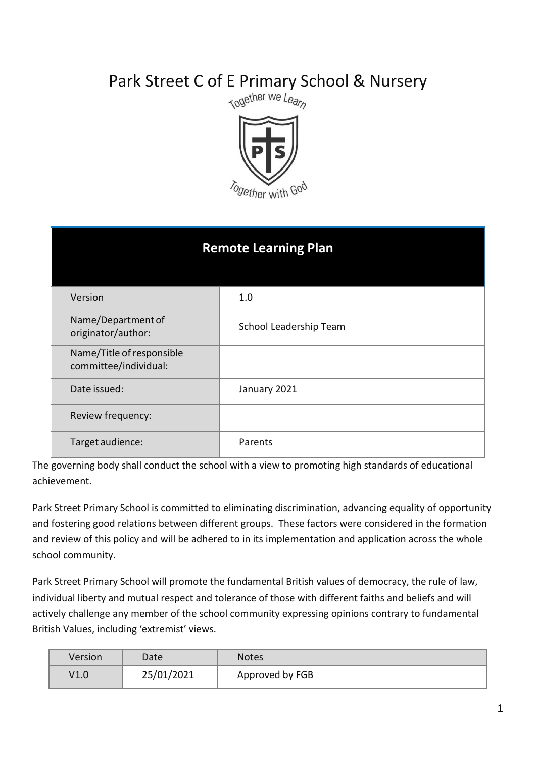# Park Street C of E Primary School & Nursery

Together we Learn

Together with God

| Remote Learning Plan | |
|---|---|
| Version | 1.0 |
| Name/Department of originator/author: | School Leadership Team |
| Name/Title of responsible committee/individual: | |
| Date issued: | January 2021 |
| Review frequency: | |
| Target audience: | Parents |

The governing body shall conduct the school with a view to promoting high standards of educational achievement.

Park Street Primary School is committed to eliminating discrimination, advancing equality of opportunity and fostering good relations between different groups. These factors were considered in the formation and review of this policy and will be adhered to in its implementation and application across the whole school community.

Park Street Primary School will promote the fundamental British values of democracy, the rule of law, individual liberty and mutual respect and tolerance of those with different faiths and beliefs and will actively challenge any member of the school community expressing opinions contrary to fundamental British Values, including 'extremist' views.

| Version | Date | Notes |
|---|---|---|
| V1.0 | 25/01/2021 | Approved by FGB |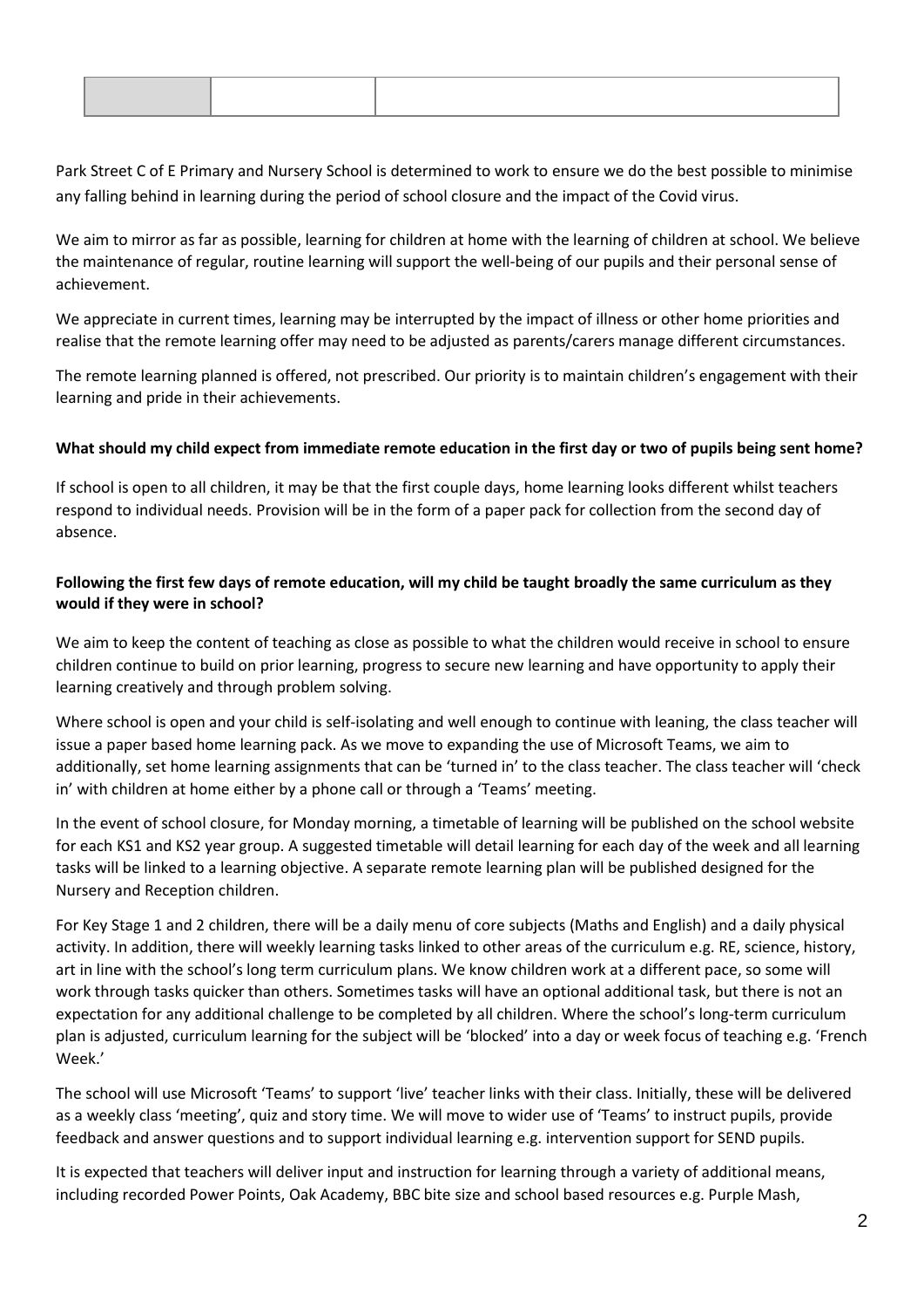| | | |
|---|---|---|
| | | |

Park Street C of E Primary and Nursery School is determined to work to ensure we do the best possible to minimise any falling behind in learning during the period of school closure and the impact of the Covid virus.

We aim to mirror as far as possible, learning for children at home with the learning of children at school. We believe the maintenance of regular, routine learning will support the well-being of our pupils and their personal sense of achievement.

We appreciate in current times, learning may be interrupted by the impact of illness or other home priorities and realise that the remote learning offer may need to be adjusted as parents/carers manage different circumstances.

The remote learning planned is offered, not prescribed. Our priority is to maintain children's engagement with their learning and pride in their achievements.

**What should my child expect from immediate remote education in the first day or two of pupils being sent home?**

If school is open to all children, it may be that the first couple days, home learning looks different whilst teachers respond to individual needs. Provision will be in the form of a paper pack for collection from the second day of absence.

**Following the first few days of remote education, will my child be taught broadly the same curriculum as they would if they were in school?**

We aim to keep the content of teaching as close as possible to what the children would receive in school to ensure children continue to build on prior learning, progress to secure new learning and have opportunity to apply their learning creatively and through problem solving.

Where school is open and your child is self-isolating and well enough to continue with leaning, the class teacher will issue a paper based home learning pack. As we move to expanding the use of Microsoft Teams, we aim to additionally, set home learning assignments that can be 'turned in' to the class teacher. The class teacher will 'check in' with children at home either by a phone call or through a 'Teams' meeting.

In the event of school closure, for Monday morning, a timetable of learning will be published on the school website for each KS1 and KS2 year group. A suggested timetable will detail learning for each day of the week and all learning tasks will be linked to a learning objective. A separate remote learning plan will be published designed for the Nursery and Reception children.

For Key Stage 1 and 2 children, there will be a daily menu of core subjects (Maths and English) and a daily physical activity. In addition, there will weekly learning tasks linked to other areas of the curriculum e.g. RE, science, history, art in line with the school's long term curriculum plans. We know children work at a different pace, so some will work through tasks quicker than others. Sometimes tasks will have an optional additional task, but there is not an expectation for any additional challenge to be completed by all children. Where the school's long-term curriculum plan is adjusted, curriculum learning for the subject will be 'blocked' into a day or week focus of teaching e.g. 'French Week.'

The school will use Microsoft 'Teams' to support 'live' teacher links with their class. Initially, these will be delivered as a weekly class 'meeting', quiz and story time. We will move to wider use of 'Teams' to instruct pupils, provide feedback and answer questions and to support individual learning e.g. intervention support for SEND pupils.

It is expected that teachers will deliver input and instruction for learning through a variety of additional means, including recorded Power Points, Oak Academy, BBC bite size and school based resources e.g. Purple Mash,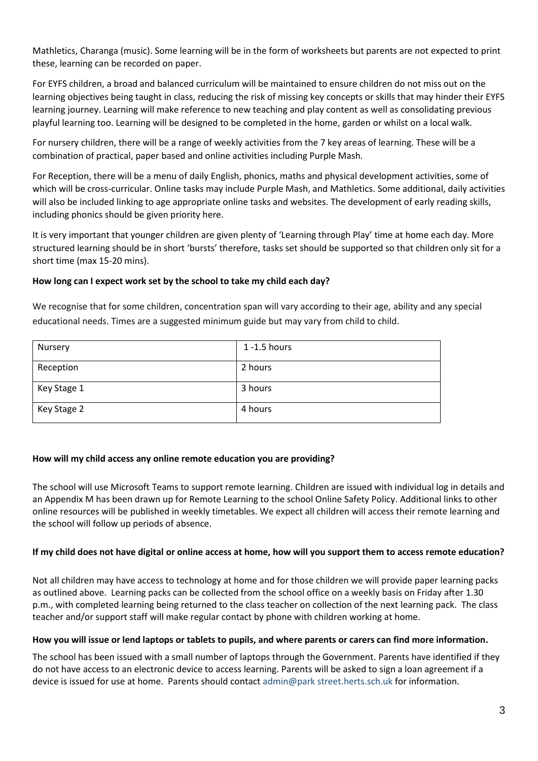Mathletics, Charanga (music). Some learning will be in the form of worksheets but parents are not expected to print these, learning can be recorded on paper.

For EYFS children, a broad and balanced curriculum will be maintained to ensure children do not miss out on the learning objectives being taught in class, reducing the risk of missing key concepts or skills that may hinder their EYFS learning journey. Learning will make reference to new teaching and play content as well as consolidating previous playful learning too. Learning will be designed to be completed in the home, garden or whilst on a local walk.

For nursery children, there will be a range of weekly activities from the 7 key areas of learning. These will be a combination of practical, paper based and online activities including Purple Mash.

For Reception, there will be a menu of daily English, phonics, maths and physical development activities, some of which will be cross-curricular. Online tasks may include Purple Mash, and Mathletics. Some additional, daily activities will also be included linking to age appropriate online tasks and websites. The development of early reading skills, including phonics should be given priority here.

It is very important that younger children are given plenty of 'Learning through Play' time at home each day. More structured learning should be in short 'bursts' therefore, tasks set should be supported so that children only sit for a short time (max 15-20 mins).

**How long can I expect work set by the school to take my child each day?**

We recognise that for some children, concentration span will vary according to their age, ability and any special educational needs. Times are a suggested minimum guide but may vary from child to child.

| Nursery | 1 -1.5 hours |
|---|---|
| Reception | 2 hours |
| Key Stage 1 | 3 hours |
| Key Stage 2 | 4 hours |

**How will my child access any online remote education you are providing?**

The school will use Microsoft Teams to support remote learning. Children are issued with individual log in details and an Appendix M has been drawn up for Remote Learning to the school Online Safety Policy. Additional links to other online resources will be published in weekly timetables. We expect all children will access their remote learning and the school will follow up periods of absence.

**If my child does not have digital or online access at home, how will you support them to access remote education?**

Not all children may have access to technology at home and for those children we will provide paper learning packs as outlined above. Learning packs can be collected from the school office on a weekly basis on Friday after 1.30 p.m., with completed learning being returned to the class teacher on collection of the next learning pack. The class teacher and/or support staff will make regular contact by phone with children working at home.

**How you will issue or lend laptops or tablets to pupils, and where parents or carers can find more information.**

The school has been issued with a small number of laptops through the Government. Parents have identified if they do not have access to an electronic device to access learning. Parents will be asked to sign a loan agreement if a device is issued for use at home. Parents should contact admin@park street.herts.sch.uk for information.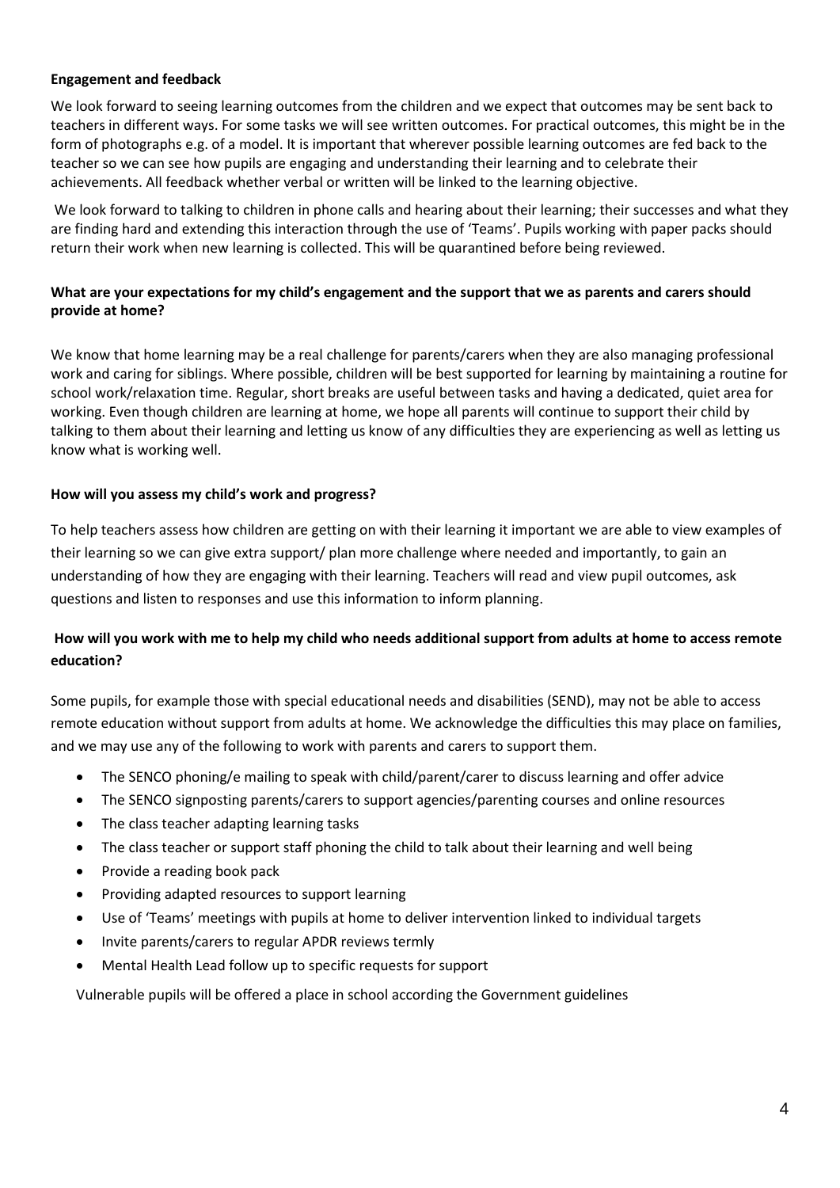**Engagement and feedback**

We look forward to seeing learning outcomes from the children and we expect that outcomes may be sent back to teachers in different ways. For some tasks we will see written outcomes. For practical outcomes, this might be in the form of photographs e.g. of a model. It is important that wherever possible learning outcomes are fed back to the teacher so we can see how pupils are engaging and understanding their learning and to celebrate their achievements. All feedback whether verbal or written will be linked to the learning objective.

We look forward to talking to children in phone calls and hearing about their learning; their successes and what they are finding hard and extending this interaction through the use of 'Teams'. Pupils working with paper packs should return their work when new learning is collected. This will be quarantined before being reviewed.

**What are your expectations for my child's engagement and the support that we as parents and carers should provide at home?**

We know that home learning may be a real challenge for parents/carers when they are also managing professional work and caring for siblings. Where possible, children will be best supported for learning by maintaining a routine for school work/relaxation time. Regular, short breaks are useful between tasks and having a dedicated, quiet area for working. Even though children are learning at home, we hope all parents will continue to support their child by talking to them about their learning and letting us know of any difficulties they are experiencing as well as letting us know what is working well.

**How will you assess my child's work and progress?**

To help teachers assess how children are getting on with their learning it important we are able to view examples of their learning so we can give extra support/ plan more challenge where needed and importantly, to gain an understanding of how they are engaging with their learning. Teachers will read and view pupil outcomes, ask questions and listen to responses and use this information to inform planning.

**How will you work with me to help my child who needs additional support from adults at home to access remote education?**

Some pupils, for example those with special educational needs and disabilities (SEND), may not be able to access remote education without support from adults at home. We acknowledge the difficulties this may place on families, and we may use any of the following to work with parents and carers to support them.

- The SENCO phoning/e mailing to speak with child/parent/carer to discuss learning and offer advice
- The SENCO signposting parents/carers to support agencies/parenting courses and online resources
- The class teacher adapting learning tasks
- The class teacher or support staff phoning the child to talk about their learning and well being
- Provide a reading book pack
- Providing adapted resources to support learning
- Use of 'Teams' meetings with pupils at home to deliver intervention linked to individual targets
- Invite parents/carers to regular APDR reviews termly
- Mental Health Lead follow up to specific requests for support

Vulnerable pupils will be offered a place in school according the Government guidelines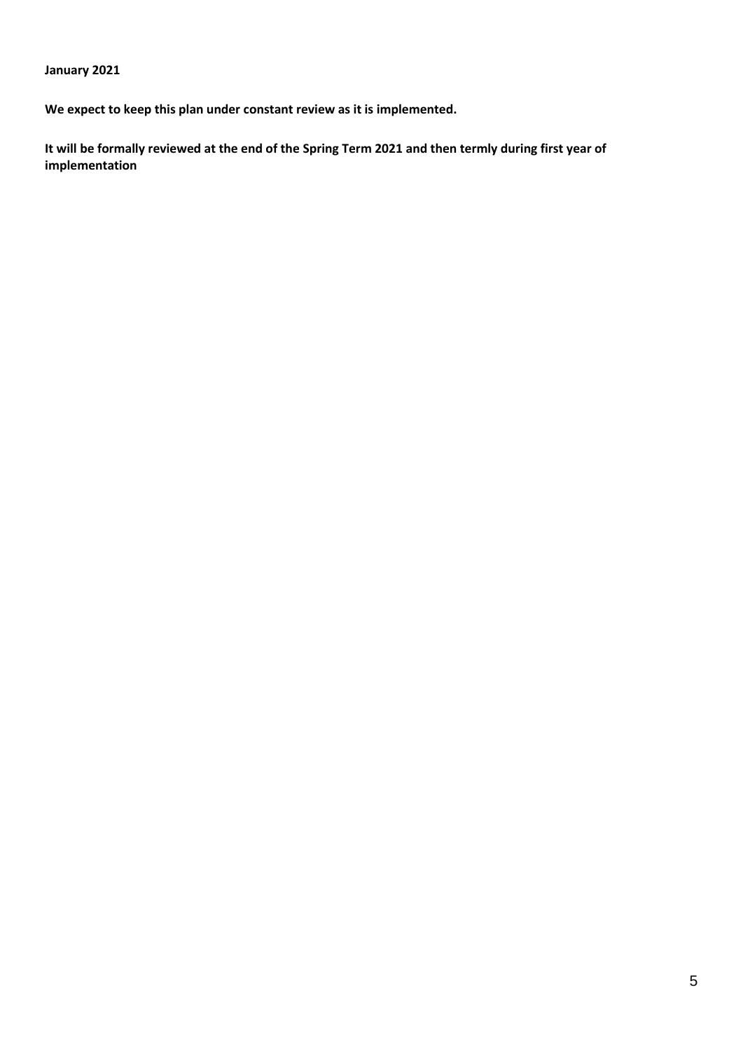**January 2021**

**We expect to keep this plan under constant review as it is implemented.**

**It will be formally reviewed at the end of the Spring Term 2021 and then termly during first year of implementation**